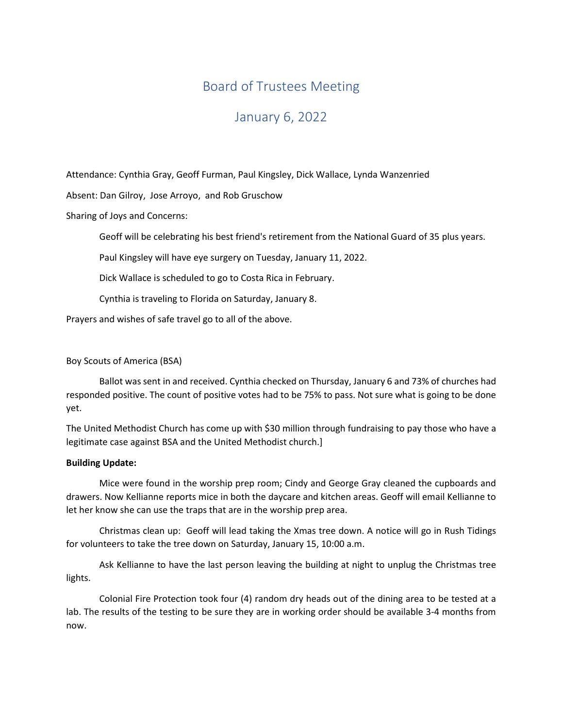# Board of Trustees Meeting

## January 6, 2022

Attendance: Cynthia Gray, Geoff Furman, Paul Kingsley, Dick Wallace, Lynda Wanzenried

Absent: Dan Gilroy, Jose Arroyo, and Rob Gruschow

Sharing of Joys and Concerns:

Geoff will be celebrating his best friend's retirement from the National Guard of 35 plus years.

Paul Kingsley will have eye surgery on Tuesday, January 11, 2022.

Dick Wallace is scheduled to go to Costa Rica in February.

Cynthia is traveling to Florida on Saturday, January 8.

Prayers and wishes of safe travel go to all of the above.

Boy Scouts of America (BSA)

Ballot was sent in and received. Cynthia checked on Thursday, January 6 and 73% of churches had responded positive. The count of positive votes had to be 75% to pass. Not sure what is going to be done yet.

The United Methodist Church has come up with $30 million through fundraising to pay those who have a legitimate case against BSA and the United Methodist church.]

**Building Update:**

Mice were found in the worship prep room; Cindy and George Gray cleaned the cupboards and drawers. Now Kellianne reports mice in both the daycare and kitchen areas. Geoff will email Kellianne to let her know she can use the traps that are in the worship prep area.

Christmas clean up: Geoff will lead taking the Xmas tree down. A notice will go in Rush Tidings for volunteers to take the tree down on Saturday, January 15, 10:00 a.m.

Ask Kellianne to have the last person leaving the building at night to unplug the Christmas tree lights.

Colonial Fire Protection took four (4) random dry heads out of the dining area to be tested at a lab. The results of the testing to be sure they are in working order should be available 3-4 months from now.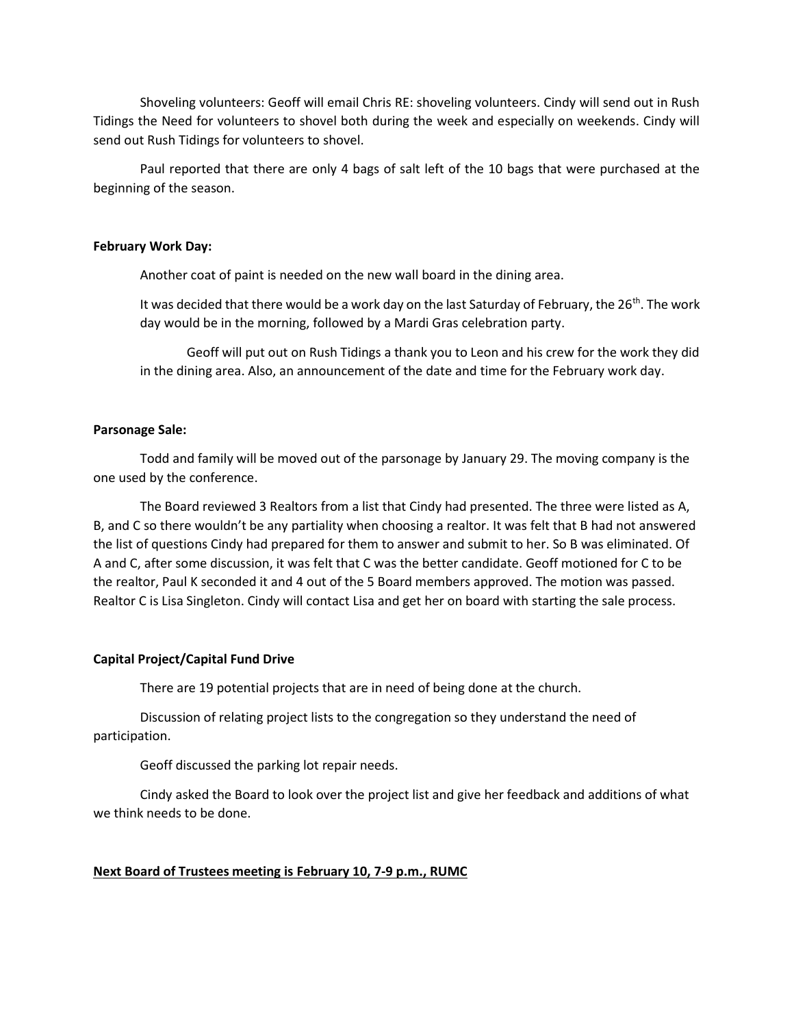Shoveling volunteers: Geoff will email Chris RE: shoveling volunteers. Cindy will send out in Rush Tidings the Need for volunteers to shovel both during the week and especially on weekends. Cindy will send out Rush Tidings for volunteers to shovel.

Paul reported that there are only 4 bags of salt left of the 10 bags that were purchased at the beginning of the season.

**February Work Day:**

Another coat of paint is needed on the new wall board in the dining area.

It was decided that there would be a work day on the last Saturday of February, the 26th. The work day would be in the morning, followed by a Mardi Gras celebration party.

Geoff will put out on Rush Tidings a thank you to Leon and his crew for the work they did in the dining area. Also, an announcement of the date and time for the February work day.

**Parsonage Sale:**

Todd and family will be moved out of the parsonage by January 29. The moving company is the one used by the conference.

The Board reviewed 3 Realtors from a list that Cindy had presented. The three were listed as A, B, and C so there wouldn't be any partiality when choosing a realtor. It was felt that B had not answered the list of questions Cindy had prepared for them to answer and submit to her. So B was eliminated. Of A and C, after some discussion, it was felt that C was the better candidate. Geoff motioned for C to be the realtor, Paul K seconded it and 4 out of the 5 Board members approved. The motion was passed. Realtor C is Lisa Singleton. Cindy will contact Lisa and get her on board with starting the sale process.

**Capital Project/Capital Fund Drive**

There are 19 potential projects that are in need of being done at the church.

Discussion of relating project lists to the congregation so they understand the need of participation.

Geoff discussed the parking lot repair needs.

Cindy asked the Board to look over the project list and give her feedback and additions of what we think needs to be done.

**Next Board of Trustees meeting is February 10, 7-9 p.m., RUMC**